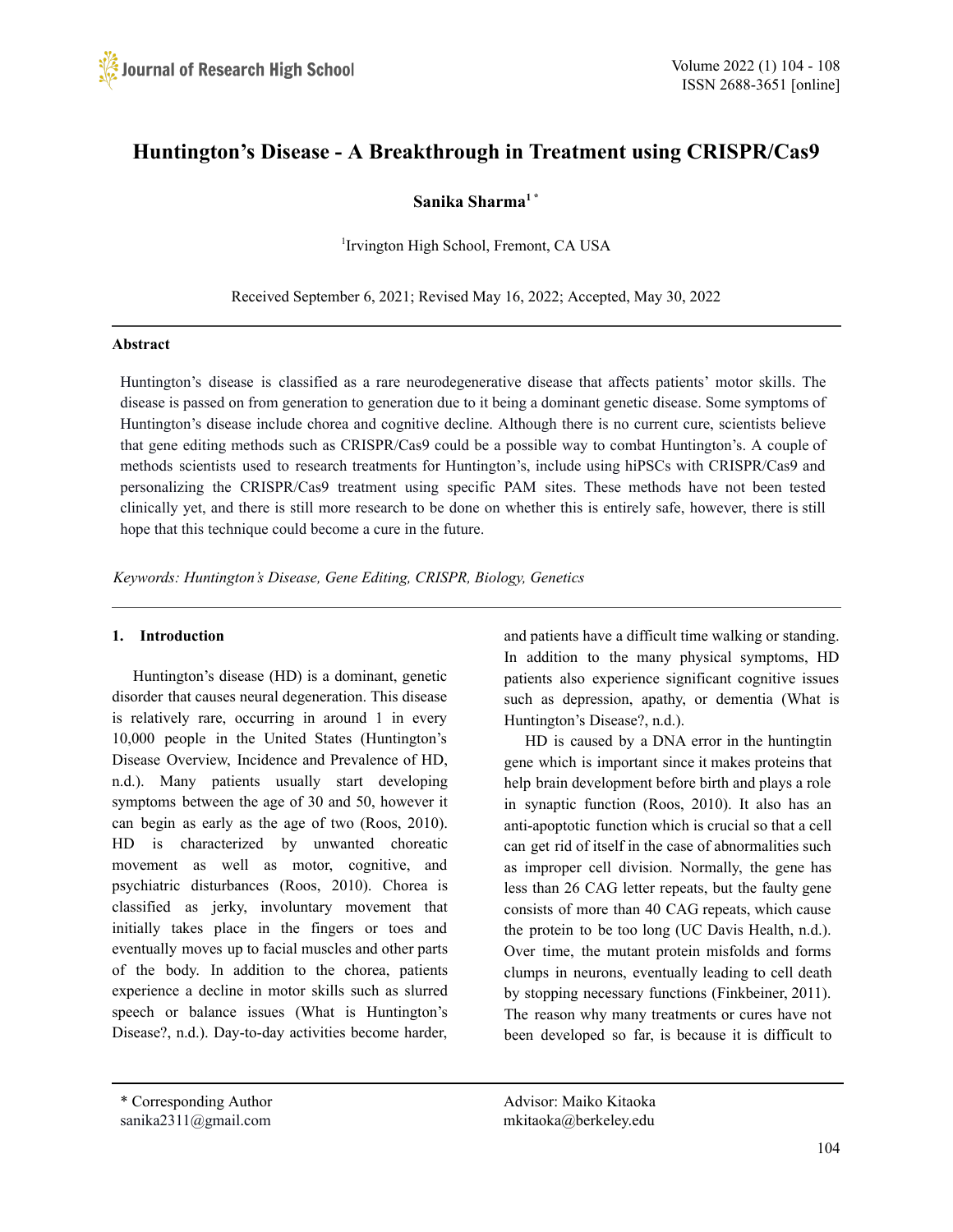# Huntington's Disease - A Breakthrough in Treatment using CRISPR/Cas9

**Sanika Sharma**[1 *]

[1]Irvington High School, Fremont, CA USA

Received September 6, 2021; Revised May 16, 2022; Accepted, May 30, 2022

## Abstract

Huntington's disease is classified as a rare neurodegenerative disease that affects patients' motor skills. The disease is passed on from generation to generation due to it being a dominant genetic disease. Some symptoms of Huntington's disease include chorea and cognitive decline. Although there is no current cure, scientists believe that gene editing methods such as CRISPR/Cas9 could be a possible way to combat Huntington's. A couple of methods scientists used to research treatments for Huntington's, include using hiPSCs with CRISPR/Cas9 and personalizing the CRISPR/Cas9 treatment using specific PAM sites. These methods have not been tested clinically yet, and there is still more research to be done on whether this is entirely safe, however, there is still hope that this technique could become a cure in the future.

*Keywords: Huntington's Disease, Gene Editing, CRISPR, Biology, Genetics*

## 1. Introduction

Huntington's disease (HD) is a dominant, genetic disorder that causes neural degeneration. This disease is relatively rare, occurring in around 1 in every 10,000 people in the United States (Huntington's Disease Overview, Incidence and Prevalence of HD, n.d.). Many patients usually start developing symptoms between the age of 30 and 50, however it can begin as early as the age of two (Roos, 2010). HD is characterized by unwanted choreatic movement as well as motor, cognitive, and psychiatric disturbances (Roos, 2010). Chorea is classified as jerky, involuntary movement that initially takes place in the fingers or toes and eventually moves up to facial muscles and other parts of the body. In addition to the chorea, patients experience a decline in motor skills such as slurred speech or balance issues (What is Huntington's Disease?, n.d.). Day-to-day activities become harder, and patients have a difficult time walking or standing. In addition to the many physical symptoms, HD patients also experience significant cognitive issues such as depression, apathy, or dementia (What is Huntington's Disease?, n.d.).

HD is caused by a DNA error in the huntingtin gene which is important since it makes proteins that help brain development before birth and plays a role in synaptic function (Roos, 2010). It also has an anti-apoptotic function which is crucial so that a cell can get rid of itself in the case of abnormalities such as improper cell division. Normally, the gene has less than 26 CAG letter repeats, but the faulty gene consists of more than 40 CAG repeats, which cause the protein to be too long (UC Davis Health, n.d.). Over time, the mutant protein misfolds and forms clumps in neurons, eventually leading to cell death by stopping necessary functions (Finkbeiner, 2011). The reason why many treatments or cures have not been developed so far, is because it is difficult to

---

\* Corresponding Author
sanika2311@gmail.com

Advisor: Maiko Kitaoka
mkitaoka@berkeley.edu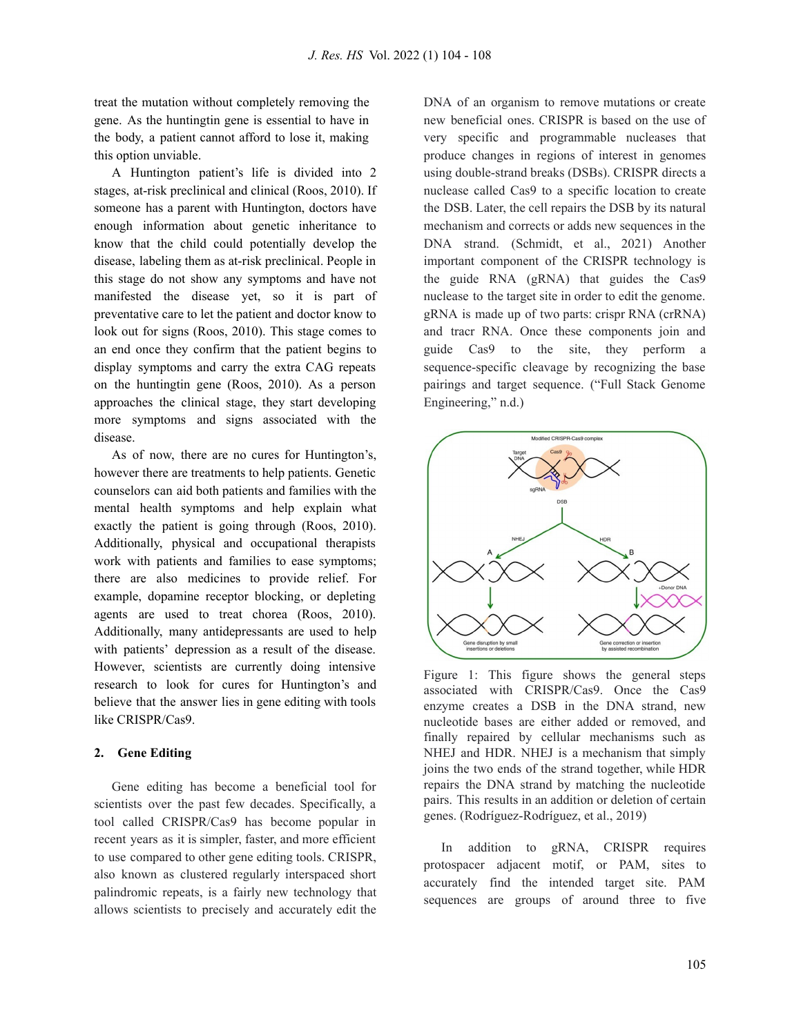treat the mutation without completely removing the gene. As the huntingtin gene is essential to have in the body, a patient cannot afford to lose it, making this option unviable.

A Huntington patient's life is divided into 2 stages, at-risk preclinical and clinical (Roos, 2010). If someone has a parent with Huntington, doctors have enough information about genetic inheritance to know that the child could potentially develop the disease, labeling them as at-risk preclinical. People in this stage do not show any symptoms and have not manifested the disease yet, so it is part of preventative care to let the patient and doctor know to look out for signs (Roos, 2010). This stage comes to an end once they confirm that the patient begins to display symptoms and carry the extra CAG repeats on the huntingtin gene (Roos, 2010). As a person approaches the clinical stage, they start developing more symptoms and signs associated with the disease.

As of now, there are no cures for Huntington's, however there are treatments to help patients. Genetic counselors can aid both patients and families with the mental health symptoms and help explain what exactly the patient is going through (Roos, 2010). Additionally, physical and occupational therapists work with patients and families to ease symptoms; there are also medicines to provide relief. For example, dopamine receptor blocking, or depleting agents are used to treat chorea (Roos, 2010). Additionally, many antidepressants are used to help with patients' depression as a result of the disease. However, scientists are currently doing intensive research to look for cures for Huntington's and believe that the answer lies in gene editing with tools like CRISPR/Cas9.

## 2. Gene Editing

Gene editing has become a beneficial tool for scientists over the past few decades. Specifically, a tool called CRISPR/Cas9 has become popular in recent years as it is simpler, faster, and more efficient to use compared to other gene editing tools. CRISPR, also known as clustered regularly interspaced short palindromic repeats, is a fairly new technology that allows scientists to precisely and accurately edit the DNA of an organism to remove mutations or create new beneficial ones. CRISPR is based on the use of very specific and programmable nucleases that produce changes in regions of interest in genomes using double-strand breaks (DSBs). CRISPR directs a nuclease called Cas9 to a specific location to create the DSB. Later, the cell repairs the DSB by its natural mechanism and corrects or adds new sequences in the DNA strand. (Schmidt, et al., 2021) Another important component of the CRISPR technology is the guide RNA (gRNA) that guides the Cas9 nuclease to the target site in order to edit the genome. gRNA is made up of two parts: crispr RNA (crRNA) and tracr RNA. Once these components join and guide Cas9 to the site, they perform a sequence-specific cleavage by recognizing the base pairings and target sequence. ("Full Stack Genome Engineering," n.d.)

Figure 1: This figure shows the general steps associated with CRISPR/Cas9. Once the Cas9 enzyme creates a DSB in the DNA strand, new nucleotide bases are either added or removed, and finally repaired by cellular mechanisms such as NHEJ and HDR. NHEJ is a mechanism that simply joins the two ends of the strand together, while HDR repairs the DNA strand by matching the nucleotide pairs. This results in an addition or deletion of certain genes. (Rodríguez-Rodríguez, et al., 2019)

In addition to gRNA, CRISPR requires protospacer adjacent motif, or PAM, sites to accurately find the intended target site. PAM sequences are groups of around three to five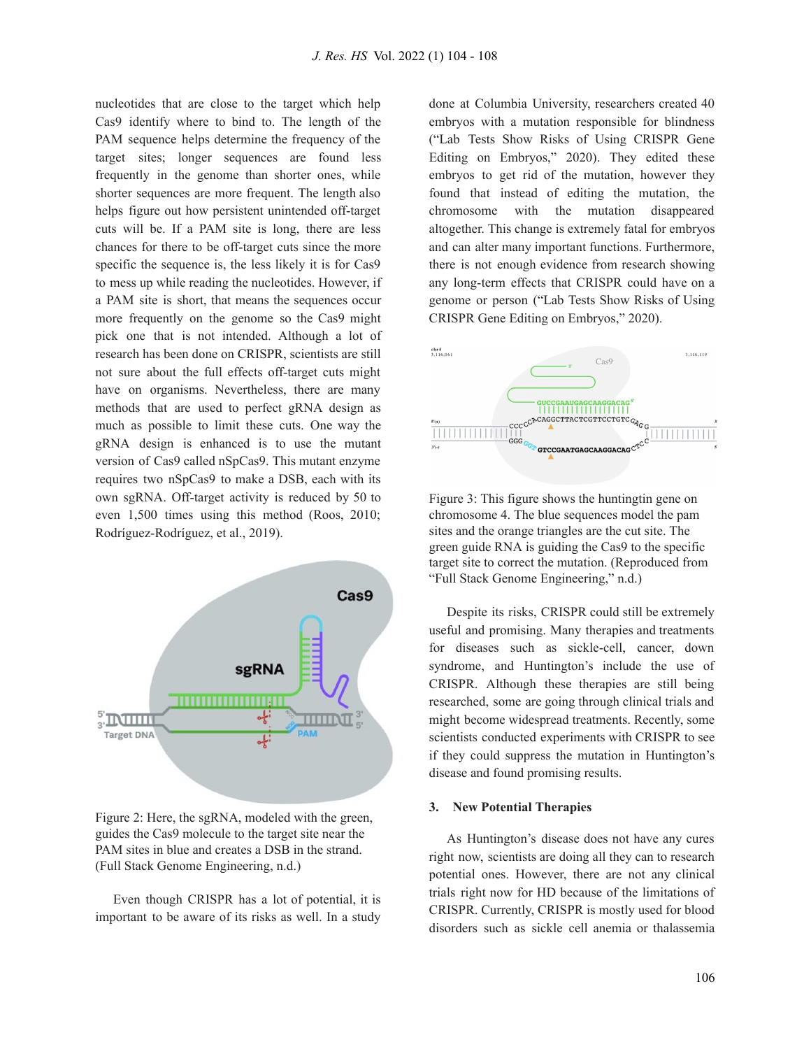nucleotides that are close to the target which help Cas9 identify where to bind to. The length of the PAM sequence helps determine the frequency of the target sites; longer sequences are found less frequently in the genome than shorter ones, while shorter sequences are more frequent. The length also helps figure out how persistent unintended off-target cuts will be. If a PAM site is long, there are less chances for there to be off-target cuts since the more specific the sequence is, the less likely it is for Cas9 to mess up while reading the nucleotides. However, if a PAM site is short, that means the sequences occur more frequently on the genome so the Cas9 might pick one that is not intended. Although a lot of research has been done on CRISPR, scientists are still not sure about the full effects off-target cuts might have on organisms. Nevertheless, there are many methods that are used to perfect gRNA design as much as possible to limit these cuts. One way the gRNA design is enhanced is to use the mutant version of Cas9 called nSpCas9. This mutant enzyme requires two nSpCas9 to make a DSB, each with its own sgRNA. Off-target activity is reduced by 50 to even 1,500 times using this method (Roos, 2010; Rodríguez-Rodríguez, et al., 2019).

Figure 2: Here, the sgRNA, modeled with the green, guides the Cas9 molecule to the target site near the PAM sites in blue and creates a DSB in the strand. (Full Stack Genome Engineering, n.d.)

Even though CRISPR has a lot of potential, it is important to be aware of its risks as well. In a study done at Columbia University, researchers created 40 embryos with a mutation responsible for blindness ("Lab Tests Show Risks of Using CRISPR Gene Editing on Embryos," 2020). They edited these embryos to get rid of the mutation, however they found that instead of editing the mutation, the chromosome with the mutation disappeared altogether. This change is extremely fatal for embryos and can alter many important functions. Furthermore, there is not enough evidence from research showing any long-term effects that CRISPR could have on a genome or person ("Lab Tests Show Risks of Using CRISPR Gene Editing on Embryos," 2020).

Figure 3: This figure shows the huntingtin gene on chromosome 4. The blue sequences model the pam sites and the orange triangles are the cut site. The green guide RNA is guiding the Cas9 to the specific target site to correct the mutation. (Reproduced from "Full Stack Genome Engineering," n.d.)

Despite its risks, CRISPR could still be extremely useful and promising. Many therapies and treatments for diseases such as sickle-cell, cancer, down syndrome, and Huntington's include the use of CRISPR. Although these therapies are still being researched, some are going through clinical trials and might become widespread treatments. Recently, some scientists conducted experiments with CRISPR to see if they could suppress the mutation in Huntington's disease and found promising results.

## 3. New Potential Therapies

As Huntington's disease does not have any cures right now, scientists are doing all they can to research potential ones. However, there are not any clinical trials right now for HD because of the limitations of CRISPR. Currently, CRISPR is mostly used for blood disorders such as sickle cell anemia or thalassemia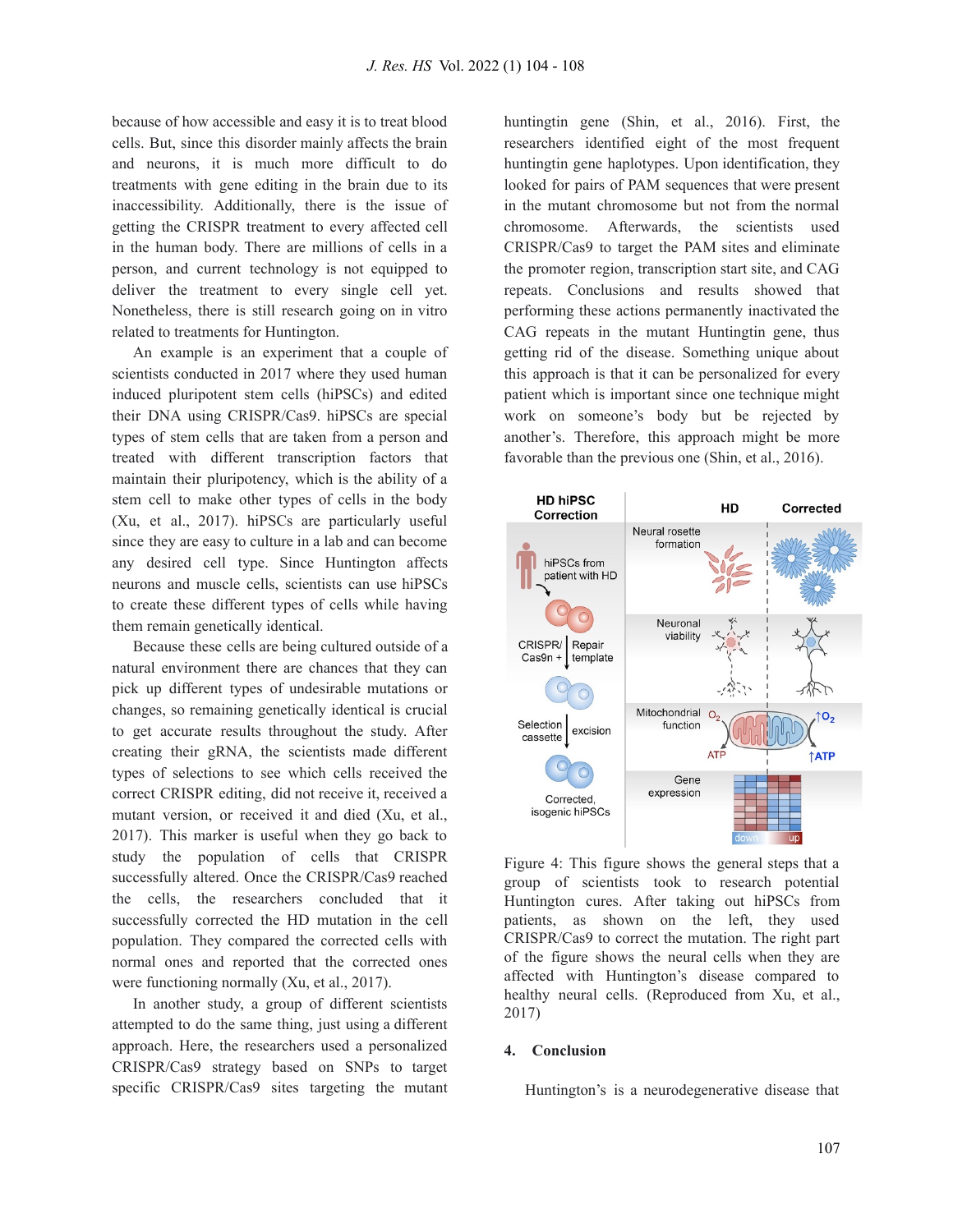because of how accessible and easy it is to treat blood cells. But, since this disorder mainly affects the brain and neurons, it is much more difficult to do treatments with gene editing in the brain due to its inaccessibility. Additionally, there is the issue of getting the CRISPR treatment to every affected cell in the human body. There are millions of cells in a person, and current technology is not equipped to deliver the treatment to every single cell yet. Nonetheless, there is still research going on in vitro related to treatments for Huntington.

An example is an experiment that a couple of scientists conducted in 2017 where they used human induced pluripotent stem cells (hiPSCs) and edited their DNA using CRISPR/Cas9. hiPSCs are special types of stem cells that are taken from a person and treated with different transcription factors that maintain their pluripotency, which is the ability of a stem cell to make other types of cells in the body (Xu, et al., 2017). hiPSCs are particularly useful since they are easy to culture in a lab and can become any desired cell type. Since Huntington affects neurons and muscle cells, scientists can use hiPSCs to create these different types of cells while having them remain genetically identical.

Because these cells are being cultured outside of a natural environment there are chances that they can pick up different types of undesirable mutations or changes, so remaining genetically identical is crucial to get accurate results throughout the study. After creating their gRNA, the scientists made different types of selections to see which cells received the correct CRISPR editing, did not receive it, received a mutant version, or received it and died (Xu, et al., 2017). This marker is useful when they go back to study the population of cells that CRISPR successfully altered. Once the CRISPR/Cas9 reached the cells, the researchers concluded that it successfully corrected the HD mutation in the cell population. They compared the corrected cells with normal ones and reported that the corrected ones were functioning normally (Xu, et al., 2017).

In another study, a group of different scientists attempted to do the same thing, just using a different approach. Here, the researchers used a personalized CRISPR/Cas9 strategy based on SNPs to target specific CRISPR/Cas9 sites targeting the mutant huntingtin gene (Shin, et al., 2016). First, the researchers identified eight of the most frequent huntingtin gene haplotypes. Upon identification, they looked for pairs of PAM sequences that were present in the mutant chromosome but not from the normal chromosome. Afterwards, the scientists used CRISPR/Cas9 to target the PAM sites and eliminate the promoter region, transcription start site, and CAG repeats. Conclusions and results showed that performing these actions permanently inactivated the CAG repeats in the mutant Huntingtin gene, thus getting rid of the disease. Something unique about this approach is that it can be personalized for every patient which is important since one technique might work on someone's body but be rejected by another's. Therefore, this approach might be more favorable than the previous one (Shin, et al., 2016).

Figure 4: This figure shows the general steps that a group of scientists took to research potential Huntington cures. After taking out hiPSCs from patients, as shown on the left, they used CRISPR/Cas9 to correct the mutation. The right part of the figure shows the neural cells when they are affected with Huntington's disease compared to healthy neural cells. (Reproduced from Xu, et al., 2017)

## 4. Conclusion

Huntington's is a neurodegenerative disease that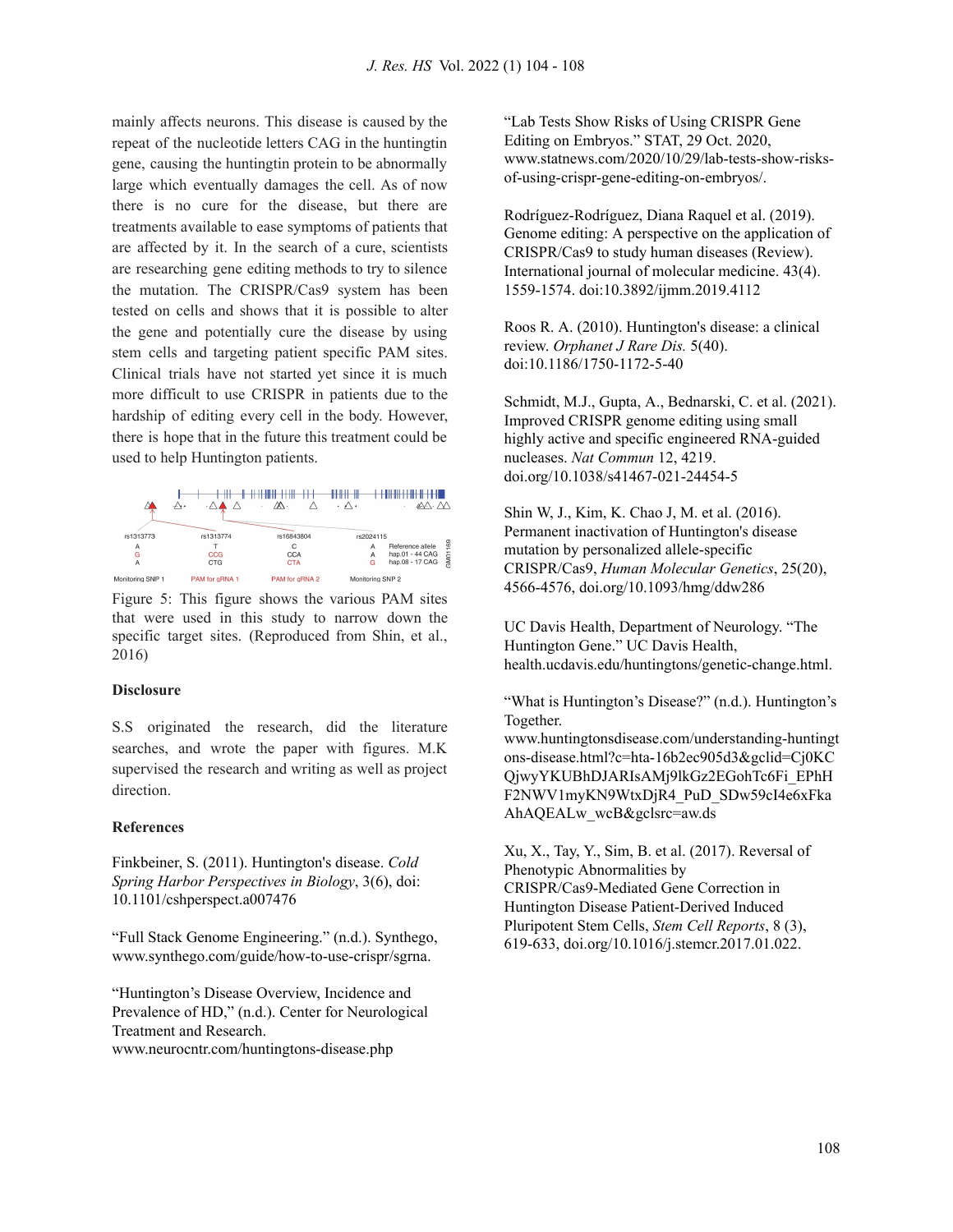mainly affects neurons. This disease is caused by the repeat of the nucleotide letters CAG in the huntingtin gene, causing the huntingtin protein to be abnormally large which eventually damages the cell. As of now there is no cure for the disease, but there are treatments available to ease symptoms of patients that are affected by it. In the search of a cure, scientists are researching gene editing methods to try to silence the mutation. The CRISPR/Cas9 system has been tested on cells and shows that it is possible to alter the gene and potentially cure the disease by using stem cells and targeting patient specific PAM sites. Clinical trials have not started yet since it is much more difficult to use CRISPR in patients due to the hardship of editing every cell in the body. However, there is hope that in the future this treatment could be used to help Huntington patients.

rs1313773
A
G
A
Monitoring SNP 1

rs1313774
T
CCG
CTG
PAM for gRNA 1

rs16843804
C
CCA
CTA
PAM for gRNA 2

rs2024115
A
A
G
Monitoring SNP 2

Reference allele
hap.01 - 44 CAG
hap.08 - 17 CAG

GM01169

Figure 5: This figure shows the various PAM sites that were used in this study to narrow down the specific target sites. (Reproduced from Shin, et al., 2016)

**Disclosure**

S.S originated the research, did the literature searches, and wrote the paper with figures. M.K supervised the research and writing as well as project direction.

**References**

Finkbeiner, S. (2011). Huntington's disease. *Cold Spring Harbor Perspectives in Biology*, 3(6), doi: 10.1101/cshperspect.a007476

"Full Stack Genome Engineering." (n.d.). Synthego, www.synthego.com/guide/how-to-use-crispr/sgrna.

"Huntington's Disease Overview, Incidence and Prevalence of HD," (n.d.). Center for Neurological Treatment and Research. www.neurocntr.com/huntingtons-disease.php

"Lab Tests Show Risks of Using CRISPR Gene Editing on Embryos." STAT, 29 Oct. 2020, www.statnews.com/2020/10/29/lab-tests-show-risks-of-using-crispr-gene-editing-on-embryos/.

Rodríguez-Rodríguez, Diana Raquel et al. (2019). Genome editing: A perspective on the application of CRISPR/Cas9 to study human diseases (Review). International journal of molecular medicine. 43(4). 1559-1574. doi:10.3892/ijmm.2019.4112

Roos R. A. (2010). Huntington's disease: a clinical review. *Orphanet J Rare Dis.* 5(40). doi:10.1186/1750-1172-5-40

Schmidt, M.J., Gupta, A., Bednarski, C. et al. (2021). Improved CRISPR genome editing using small highly active and specific engineered RNA-guided nucleases. *Nat Commun* 12, 4219. doi.org/10.1038/s41467-021-24454-5

Shin W, J., Kim, K. Chao J, M. et al. (2016). Permanent inactivation of Huntington's disease mutation by personalized allele-specific CRISPR/Cas9, *Human Molecular Genetics*, 25(20), 4566-4576, doi.org/10.1093/hmg/ddw286

UC Davis Health, Department of Neurology. "The Huntington Gene." UC Davis Health, health.ucdavis.edu/huntingtons/genetic-change.html.

"What is Huntington's Disease?" (n.d.). Huntington's Together. www.huntingtonsdisease.com/understanding-huntingtons-disease.html?c=hta-16b2ec905d3&gclid=Cj0KCQjwyYKUBhDJARIsAMj9lkGz2EGohTc6Fi_EPhHF2NWV1myKN9WtxDjR4_PuD_SDw59cI4e6xFkaAhAQEALw_wcB&gclsrc=aw.ds

Xu, X., Tay, Y., Sim, B. et al. (2017). Reversal of Phenotypic Abnormalities by CRISPR/Cas9-Mediated Gene Correction in Huntington Disease Patient-Derived Induced Pluripotent Stem Cells, *Stem Cell Reports*, 8 (3), 619-633, doi.org/10.1016/j.stemcr.2017.01.022.